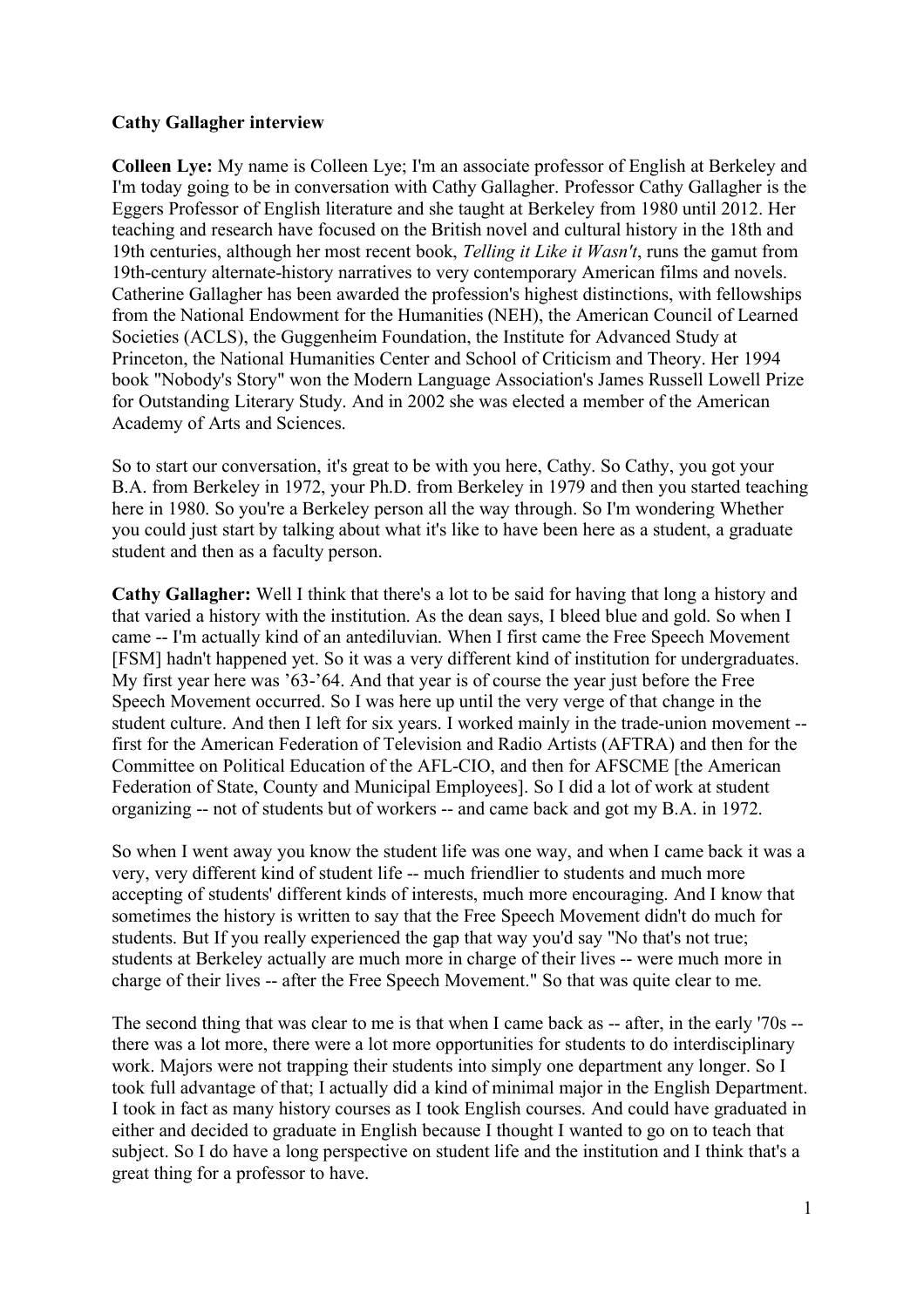**Cathy Gallagher interview**

**Colleen Lye:** My name is Colleen Lye; I'm an associate professor of English at Berkeley and I'm today going to be in conversation with Cathy Gallagher. Professor Cathy Gallagher is the Eggers Professor of English literature and she taught at Berkeley from 1980 until 2012. Her teaching and research have focused on the British novel and cultural history in the 18th and 19th centuries, although her most recent book, *Telling it Like it Wasn't*, runs the gamut from 19th-century alternate-history narratives to very contemporary American films and novels. Catherine Gallagher has been awarded the profession's highest distinctions, with fellowships from the National Endowment for the Humanities (NEH), the American Council of Learned Societies (ACLS), the Guggenheim Foundation, the Institute for Advanced Study at Princeton, the National Humanities Center and School of Criticism and Theory. Her 1994 book "Nobody's Story" won the Modern Language Association's James Russell Lowell Prize for Outstanding Literary Study. And in 2002 she was elected a member of the American Academy of Arts and Sciences.

So to start our conversation, it's great to be with you here, Cathy. So Cathy, you got your B.A. from Berkeley in 1972, your Ph.D. from Berkeley in 1979 and then you started teaching here in 1980. So you're a Berkeley person all the way through. So I'm wondering Whether you could just start by talking about what it's like to have been here as a student, a graduate student and then as a faculty person.

**Cathy Gallagher:** Well I think that there's a lot to be said for having that long a history and that varied a history with the institution. As the dean says, I bleed blue and gold. So when I came -- I'm actually kind of an antediluvian. When I first came the Free Speech Movement [FSM] hadn't happened yet. So it was a very different kind of institution for undergraduates. My first year here was '63-'64. And that year is of course the year just before the Free Speech Movement occurred. So I was here up until the very verge of that change in the student culture. And then I left for six years. I worked mainly in the trade-union movement -- first for the American Federation of Television and Radio Artists (AFTRA) and then for the Committee on Political Education of the AFL-CIO, and then for AFSCME [the American Federation of State, County and Municipal Employees]. So I did a lot of work at student organizing -- not of students but of workers -- and came back and got my B.A. in 1972.

So when I went away you know the student life was one way, and when I came back it was a very, very different kind of student life -- much friendlier to students and much more accepting of students' different kinds of interests, much more encouraging. And I know that sometimes the history is written to say that the Free Speech Movement didn't do much for students. But If you really experienced the gap that way you'd say "No that's not true; students at Berkeley actually are much more in charge of their lives -- were much more in charge of their lives -- after the Free Speech Movement." So that was quite clear to me.

The second thing that was clear to me is that when I came back as -- after, in the early '70s -- there was a lot more, there were a lot more opportunities for students to do interdisciplinary work. Majors were not trapping their students into simply one department any longer. So I took full advantage of that; I actually did a kind of minimal major in the English Department. I took in fact as many history courses as I took English courses. And could have graduated in either and decided to graduate in English because I thought I wanted to go on to teach that subject. So I do have a long perspective on student life and the institution and I think that's a great thing for a professor to have.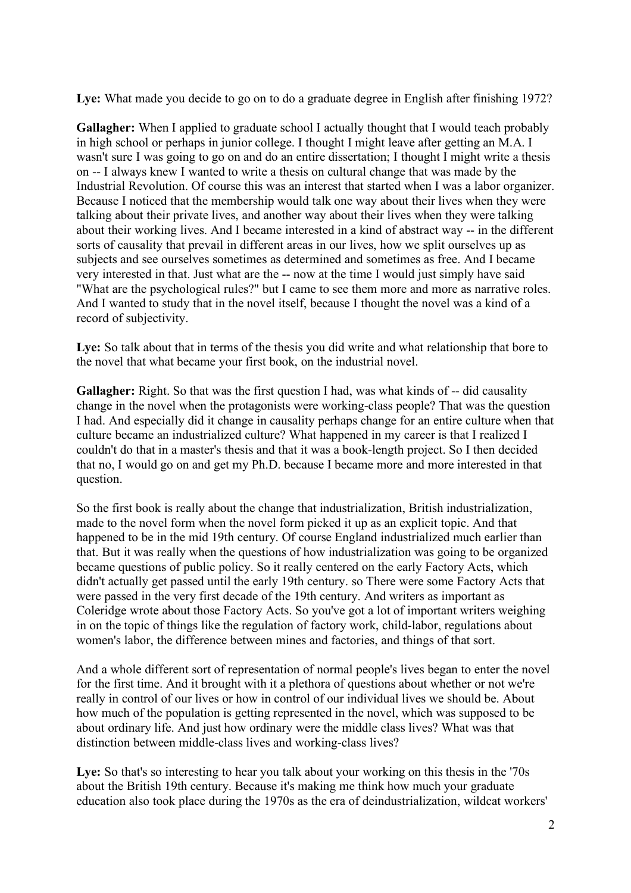**Lye:** What made you decide to go on to do a graduate degree in English after finishing 1972?

**Gallagher:** When I applied to graduate school I actually thought that I would teach probably in high school or perhaps in junior college. I thought I might leave after getting an M.A. I wasn't sure I was going to go on and do an entire dissertation; I thought I might write a thesis on -- I always knew I wanted to write a thesis on cultural change that was made by the Industrial Revolution. Of course this was an interest that started when I was a labor organizer. Because I noticed that the membership would talk one way about their lives when they were talking about their private lives, and another way about their lives when they were talking about their working lives. And I became interested in a kind of abstract way -- in the different sorts of causality that prevail in different areas in our lives, how we split ourselves up as subjects and see ourselves sometimes as determined and sometimes as free. And I became very interested in that. Just what are the -- now at the time I would just simply have said "What are the psychological rules?" but I came to see them more and more as narrative roles. And I wanted to study that in the novel itself, because I thought the novel was a kind of a record of subjectivity.

**Lye:** So talk about that in terms of the thesis you did write and what relationship that bore to the novel that what became your first book, on the industrial novel.

**Gallagher:** Right. So that was the first question I had, was what kinds of -- did causality change in the novel when the protagonists were working-class people? That was the question I had. And especially did it change in causality perhaps change for an entire culture when that culture became an industrialized culture? What happened in my career is that I realized I couldn't do that in a master's thesis and that it was a book-length project. So I then decided that no, I would go on and get my Ph.D. because I became more and more interested in that question.

So the first book is really about the change that industrialization, British industrialization, made to the novel form when the novel form picked it up as an explicit topic. And that happened to be in the mid 19th century. Of course England industrialized much earlier than that. But it was really when the questions of how industrialization was going to be organized became questions of public policy. So it really centered on the early Factory Acts, which didn't actually get passed until the early 19th century. so There were some Factory Acts that were passed in the very first decade of the 19th century. And writers as important as Coleridge wrote about those Factory Acts. So you've got a lot of important writers weighing in on the topic of things like the regulation of factory work, child-labor, regulations about women's labor, the difference between mines and factories, and things of that sort.

And a whole different sort of representation of normal people's lives began to enter the novel for the first time. And it brought with it a plethora of questions about whether or not we're really in control of our lives or how in control of our individual lives we should be. About how much of the population is getting represented in the novel, which was supposed to be about ordinary life. And just how ordinary were the middle class lives? What was that distinction between middle-class lives and working-class lives?

**Lye:** So that's so interesting to hear you talk about your working on this thesis in the '70s about the British 19th century. Because it's making me think how much your graduate education also took place during the 1970s as the era of deindustrialization, wildcat workers'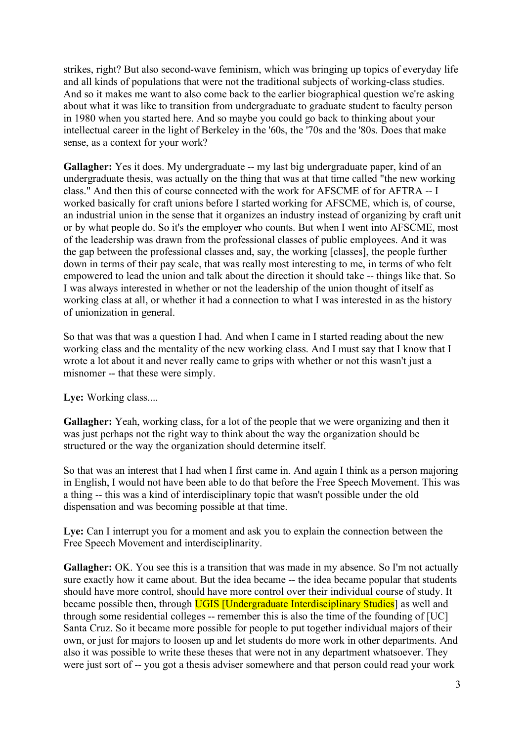strikes, right? But also second-wave feminism, which was bringing up topics of everyday life and all kinds of populations that were not the traditional subjects of working-class studies. And so it makes me want to also come back to the earlier biographical question we're asking about what it was like to transition from undergraduate to graduate student to faculty person in 1980 when you started here. And so maybe you could go back to thinking about your intellectual career in the light of Berkeley in the '60s, the '70s and the '80s. Does that make sense, as a context for your work?

**Gallagher:** Yes it does. My undergraduate -- my last big undergraduate paper, kind of an undergraduate thesis, was actually on the thing that was at that time called "the new working class." And then this of course connected with the work for AFSCME of for AFTRA -- I worked basically for craft unions before I started working for AFSCME, which is, of course, an industrial union in the sense that it organizes an industry instead of organizing by craft unit or by what people do. So it's the employer who counts. But when I went into AFSCME, most of the leadership was drawn from the professional classes of public employees. And it was the gap between the professional classes and, say, the working [classes], the people further down in terms of their pay scale, that was really most interesting to me, in terms of who felt empowered to lead the union and talk about the direction it should take -- things like that. So I was always interested in whether or not the leadership of the union thought of itself as working class at all, or whether it had a connection to what I was interested in as the history of unionization in general.

So that was that was a question I had. And when I came in I started reading about the new working class and the mentality of the new working class. And I must say that I know that I wrote a lot about it and never really came to grips with whether or not this wasn't just a misnomer -- that these were simply.

**Lye:** Working class....

**Gallagher:** Yeah, working class, for a lot of the people that we were organizing and then it was just perhaps not the right way to think about the way the organization should be structured or the way the organization should determine itself.

So that was an interest that I had when I first came in. And again I think as a person majoring in English, I would not have been able to do that before the Free Speech Movement. This was a thing -- this was a kind of interdisciplinary topic that wasn't possible under the old dispensation and was becoming possible at that time.

**Lye:** Can I interrupt you for a moment and ask you to explain the connection between the Free Speech Movement and interdisciplinarity.

**Gallagher:** OK. You see this is a transition that was made in my absence. So I'm not actually sure exactly how it came about. But the idea became -- the idea became popular that students should have more control, should have more control over their individual course of study. It became possible then, through UGIS [Undergraduate Interdisciplinary Studies] as well and through some residential colleges -- remember this is also the time of the founding of [UC] Santa Cruz. So it became more possible for people to put together individual majors of their own, or just for majors to loosen up and let students do more work in other departments. And also it was possible to write these theses that were not in any department whatsoever. They were just sort of -- you got a thesis adviser somewhere and that person could read your work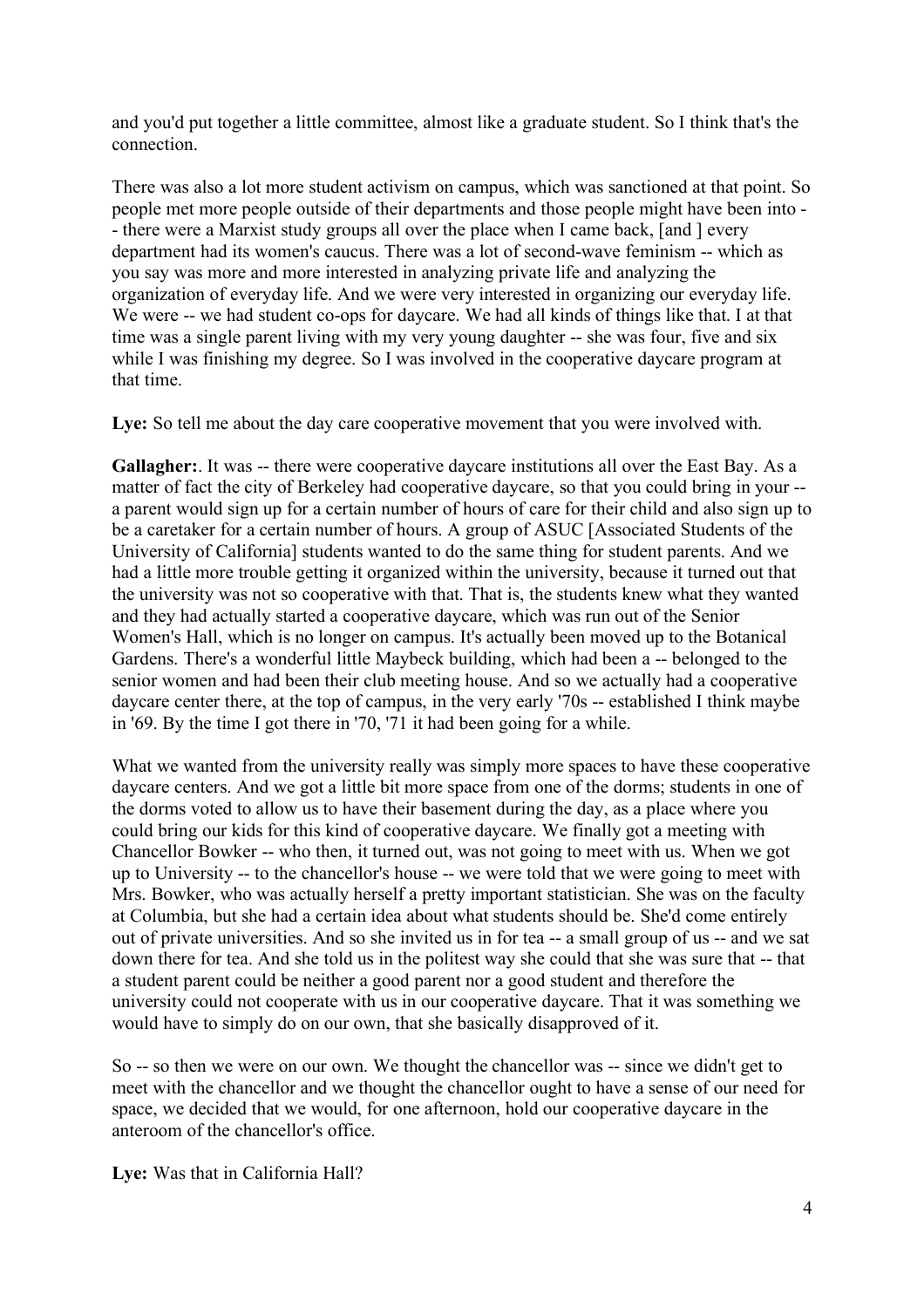and you'd put together a little committee, almost like a graduate student. So I think that's the connection.

There was also a lot more student activism on campus, which was sanctioned at that point. So people met more people outside of their departments and those people might have been into -- there were a Marxist study groups all over the place when I came back, [and ] every department had its women's caucus. There was a lot of second-wave feminism -- which as you say was more and more interested in analyzing private life and analyzing the organization of everyday life. And we were very interested in organizing our everyday life. We were -- we had student co-ops for daycare. We had all kinds of things like that. I at that time was a single parent living with my very young daughter -- she was four, five and six while I was finishing my degree. So I was involved in the cooperative daycare program at that time.

**Lye:** So tell me about the day care cooperative movement that you were involved with.

**Gallagher:**. It was -- there were cooperative daycare institutions all over the East Bay. As a matter of fact the city of Berkeley had cooperative daycare, so that you could bring in your -- a parent would sign up for a certain number of hours of care for their child and also sign up to be a caretaker for a certain number of hours. A group of ASUC [Associated Students of the University of California] students wanted to do the same thing for student parents. And we had a little more trouble getting it organized within the university, because it turned out that the university was not so cooperative with that. That is, the students knew what they wanted and they had actually started a cooperative daycare, which was run out of the Senior Women's Hall, which is no longer on campus. It's actually been moved up to the Botanical Gardens. There's a wonderful little Maybeck building, which had been a -- belonged to the senior women and had been their club meeting house. And so we actually had a cooperative daycare center there, at the top of campus, in the very early '70s -- established I think maybe in '69. By the time I got there in '70, '71 it had been going for a while.

What we wanted from the university really was simply more spaces to have these cooperative daycare centers. And we got a little bit more space from one of the dorms; students in one of the dorms voted to allow us to have their basement during the day, as a place where you could bring our kids for this kind of cooperative daycare. We finally got a meeting with Chancellor Bowker -- who then, it turned out, was not going to meet with us. When we got up to University -- to the chancellor's house -- we were told that we were going to meet with Mrs. Bowker, who was actually herself a pretty important statistician. She was on the faculty at Columbia, but she had a certain idea about what students should be. She'd come entirely out of private universities. And so she invited us in for tea -- a small group of us -- and we sat down there for tea. And she told us in the politest way she could that she was sure that -- that a student parent could be neither a good parent nor a good student and therefore the university could not cooperate with us in our cooperative daycare. That it was something we would have to simply do on our own, that she basically disapproved of it.

So -- so then we were on our own. We thought the chancellor was -- since we didn't get to meet with the chancellor and we thought the chancellor ought to have a sense of our need for space, we decided that we would, for one afternoon, hold our cooperative daycare in the anteroom of the chancellor's office.

**Lye:** Was that in California Hall?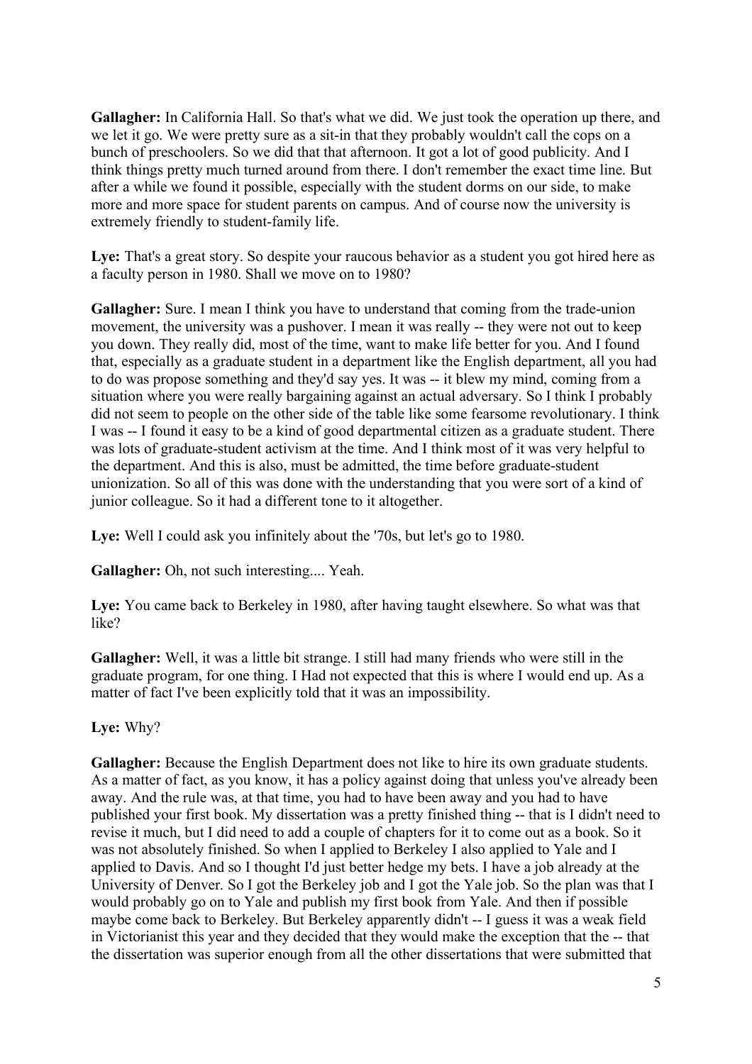**Gallagher:** In California Hall. So that's what we did. We just took the operation up there, and we let it go. We were pretty sure as a sit-in that they probably wouldn't call the cops on a bunch of preschoolers. So we did that that afternoon. It got a lot of good publicity. And I think things pretty much turned around from there. I don't remember the exact time line. But after a while we found it possible, especially with the student dorms on our side, to make more and more space for student parents on campus. And of course now the university is extremely friendly to student-family life.

**Lye:** That's a great story. So despite your raucous behavior as a student you got hired here as a faculty person in 1980. Shall we move on to 1980?

**Gallagher:** Sure. I mean I think you have to understand that coming from the trade-union movement, the university was a pushover. I mean it was really -- they were not out to keep you down. They really did, most of the time, want to make life better for you. And I found that, especially as a graduate student in a department like the English department, all you had to do was propose something and they'd say yes. It was -- it blew my mind, coming from a situation where you were really bargaining against an actual adversary. So I think I probably did not seem to people on the other side of the table like some fearsome revolutionary. I think I was -- I found it easy to be a kind of good departmental citizen as a graduate student. There was lots of graduate-student activism at the time. And I think most of it was very helpful to the department. And this is also, must be admitted, the time before graduate-student unionization. So all of this was done with the understanding that you were sort of a kind of junior colleague. So it had a different tone to it altogether.

**Lye:** Well I could ask you infinitely about the '70s, but let's go to 1980.

**Gallagher:** Oh, not such interesting.... Yeah.

**Lye:** You came back to Berkeley in 1980, after having taught elsewhere. So what was that like?

**Gallagher:** Well, it was a little bit strange. I still had many friends who were still in the graduate program, for one thing. I Had not expected that this is where I would end up. As a matter of fact I've been explicitly told that it was an impossibility.

**Lye:** Why?

**Gallagher:** Because the English Department does not like to hire its own graduate students. As a matter of fact, as you know, it has a policy against doing that unless you've already been away. And the rule was, at that time, you had to have been away and you had to have published your first book. My dissertation was a pretty finished thing -- that is I didn't need to revise it much, but I did need to add a couple of chapters for it to come out as a book. So it was not absolutely finished. So when I applied to Berkeley I also applied to Yale and I applied to Davis. And so I thought I'd just better hedge my bets. I have a job already at the University of Denver. So I got the Berkeley job and I got the Yale job. So the plan was that I would probably go on to Yale and publish my first book from Yale. And then if possible maybe come back to Berkeley. But Berkeley apparently didn't -- I guess it was a weak field in Victorianist this year and they decided that they would make the exception that the -- that the dissertation was superior enough from all the other dissertations that were submitted that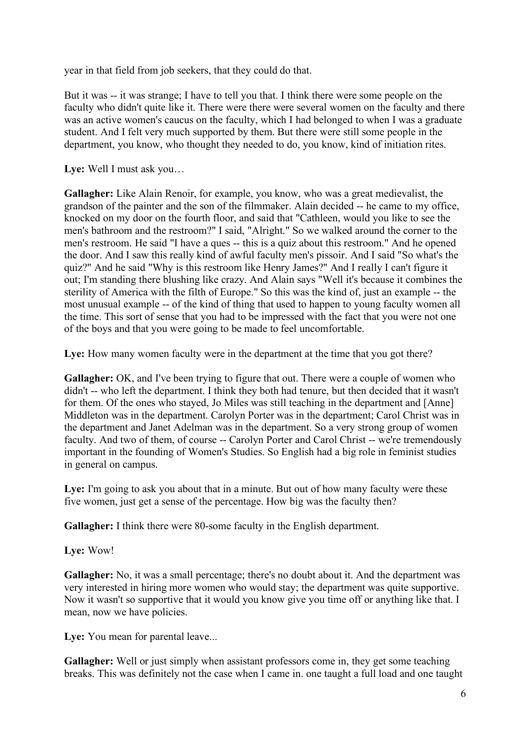year in that field from job seekers, that they could do that.

But it was -- it was strange; I have to tell you that. I think there were some people on the faculty who didn't quite like it. There were there were several women on the faculty and there was an active women's caucus on the faculty, which I had belonged to when I was a graduate student. And I felt very much supported by them. But there were still some people in the department, you know, who thought they needed to do, you know, kind of initiation rites.

**Lye:** Well I must ask you…

**Gallagher:** Like Alain Renoir, for example, you know, who was a great medievalist, the grandson of the painter and the son of the filmmaker. Alain decided -- he came to my office, knocked on my door on the fourth floor, and said that "Cathleen, would you like to see the men's bathroom and the restroom?" I said, "Alright." So we walked around the corner to the men's restroom. He said "I have a ques -- this is a quiz about this restroom." And he opened the door. And I saw this really kind of awful faculty men's pissoir. And I said "So what's the quiz?" And he said "Why is this restroom like Henry James?" And I really I can't figure it out; I'm standing there blushing like crazy. And Alain says "Well it's because it combines the sterility of America with the filth of Europe." So this was the kind of, just an example -- the most unusual example -- of the kind of thing that used to happen to young faculty women all the time. This sort of sense that you had to be impressed with the fact that you were not one of the boys and that you were going to be made to feel uncomfortable.

**Lye:** How many women faculty were in the department at the time that you got there?

**Gallagher:** OK, and I've been trying to figure that out. There were a couple of women who didn't -- who left the department. I think they both had tenure, but then decided that it wasn't for them. Of the ones who stayed, Jo Miles was still teaching in the department and [Anne] Middleton was in the department. Carolyn Porter was in the department; Carol Christ was in the department and Janet Adelman was in the department. So a very strong group of women faculty. And two of them, of course -- Carolyn Porter and Carol Christ -- we're tremendously important in the founding of Women's Studies. So English had a big role in feminist studies in general on campus.

**Lye:** I'm going to ask you about that in a minute. But out of how many faculty were these five women, just get a sense of the percentage. How big was the faculty then?

**Gallagher:** I think there were 80-some faculty in the English department.

**Lye:** Wow!

**Gallagher:** No, it was a small percentage; there's no doubt about it. And the department was very interested in hiring more women who would stay; the department was quite supportive. Now it wasn't so supportive that it would you know give you time off or anything like that. I mean, now we have policies.

**Lye:** You mean for parental leave...

**Gallagher:** Well or just simply when assistant professors come in, they get some teaching breaks. This was definitely not the case when I came in. one taught a full load and one taught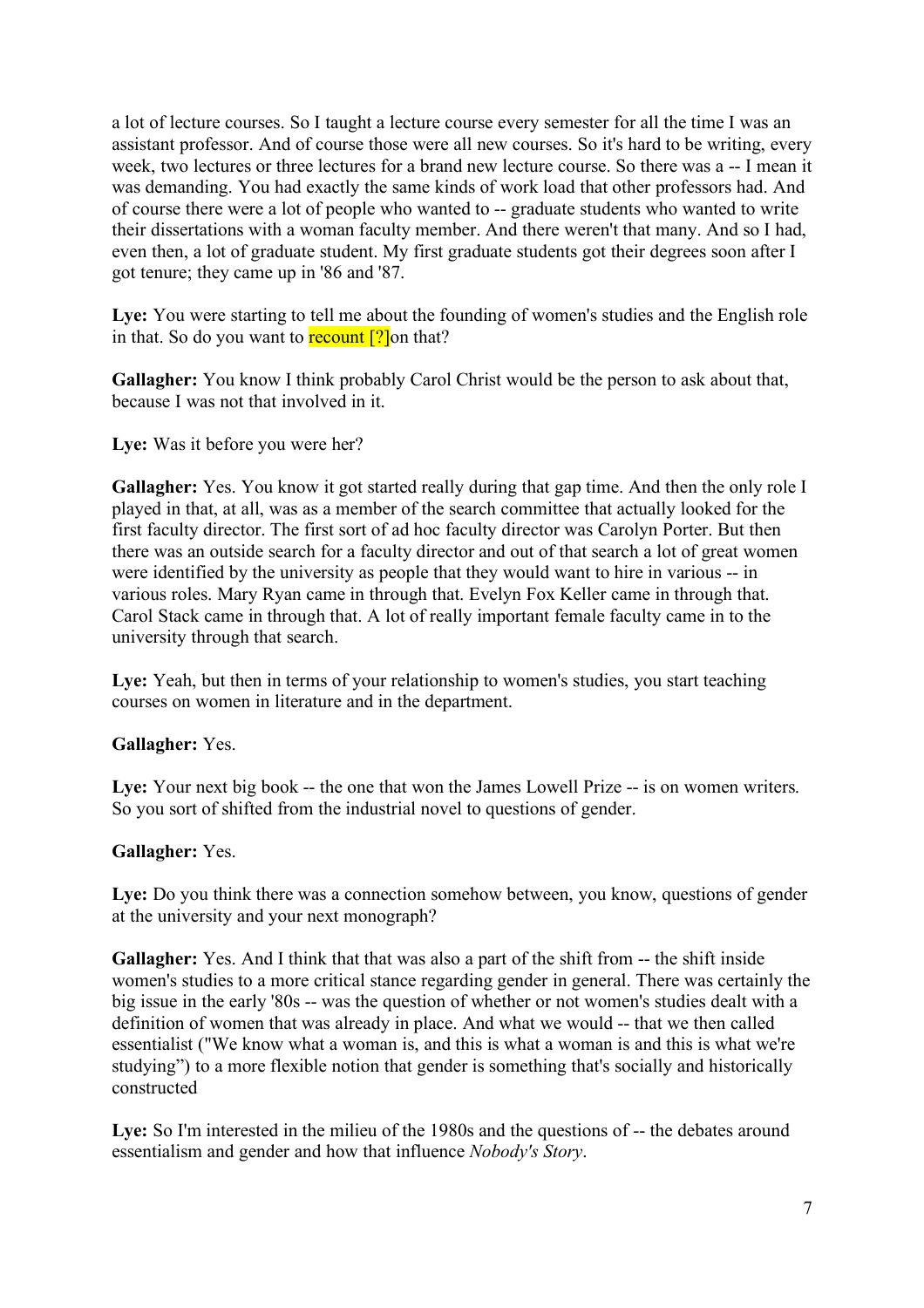a lot of lecture courses. So I taught a lecture course every semester for all the time I was an assistant professor. And of course those were all new courses. So it's hard to be writing, every week, two lectures or three lectures for a brand new lecture course. So there was a -- I mean it was demanding. You had exactly the same kinds of work load that other professors had. And of course there were a lot of people who wanted to -- graduate students who wanted to write their dissertations with a woman faculty member. And there weren't that many. And so I had, even then, a lot of graduate student. My first graduate students got their degrees soon after I got tenure; they came up in '86 and '87.

**Lye:** You were starting to tell me about the founding of women's studies and the English role in that. So do you want to recount [?]on that?

**Gallagher:** You know I think probably Carol Christ would be the person to ask about that, because I was not that involved in it.

**Lye:** Was it before you were her?

**Gallagher:** Yes. You know it got started really during that gap time. And then the only role I played in that, at all, was as a member of the search committee that actually looked for the first faculty director. The first sort of ad hoc faculty director was Carolyn Porter. But then there was an outside search for a faculty director and out of that search a lot of great women were identified by the university as people that they would want to hire in various -- in various roles. Mary Ryan came in through that. Evelyn Fox Keller came in through that. Carol Stack came in through that. A lot of really important female faculty came in to the university through that search.

**Lye:** Yeah, but then in terms of your relationship to women's studies, you start teaching courses on women in literature and in the department.

**Gallagher:** Yes.

**Lye:** Your next big book -- the one that won the James Lowell Prize -- is on women writers. So you sort of shifted from the industrial novel to questions of gender.

**Gallagher:** Yes.

**Lye:** Do you think there was a connection somehow between, you know, questions of gender at the university and your next monograph?

**Gallagher:** Yes. And I think that that was also a part of the shift from -- the shift inside women's studies to a more critical stance regarding gender in general. There was certainly the big issue in the early '80s -- was the question of whether or not women's studies dealt with a definition of women that was already in place. And what we would -- that we then called essentialist ("We know what a woman is, and this is what a woman is and this is what we're studying") to a more flexible notion that gender is something that's socially and historically constructed

**Lye:** So I'm interested in the milieu of the 1980s and the questions of -- the debates around essentialism and gender and how that influence *Nobody's Story*.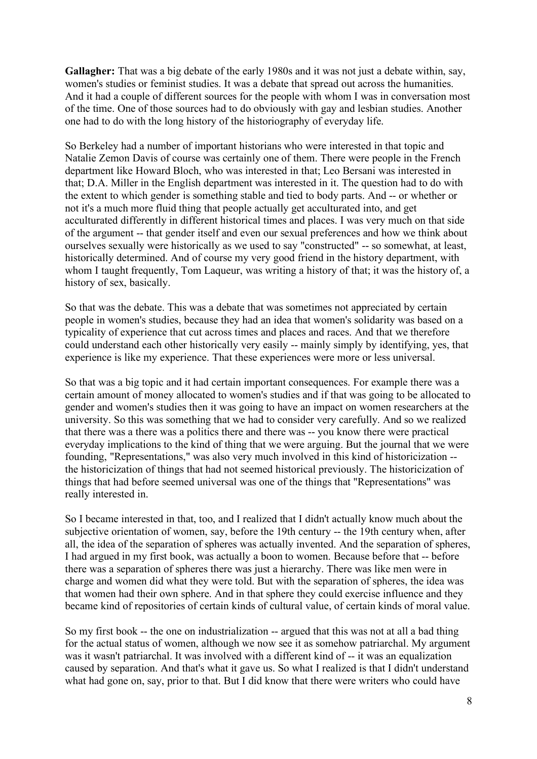**Gallagher:** That was a big debate of the early 1980s and it was not just a debate within, say, women's studies or feminist studies. It was a debate that spread out across the humanities. And it had a couple of different sources for the people with whom I was in conversation most of the time. One of those sources had to do obviously with gay and lesbian studies. Another one had to do with the long history of the historiography of everyday life.

So Berkeley had a number of important historians who were interested in that topic and Natalie Zemon Davis of course was certainly one of them. There were people in the French department like Howard Bloch, who was interested in that; Leo Bersani was interested in that; D.A. Miller in the English department was interested in it. The question had to do with the extent to which gender is something stable and tied to body parts. And -- or whether or not it's a much more fluid thing that people actually get acculturated into, and get acculturated differently in different historical times and places. I was very much on that side of the argument -- that gender itself and even our sexual preferences and how we think about ourselves sexually were historically as we used to say "constructed" -- so somewhat, at least, historically determined. And of course my very good friend in the history department, with whom I taught frequently, Tom Laqueur, was writing a history of that; it was the history of, a history of sex, basically.

So that was the debate. This was a debate that was sometimes not appreciated by certain people in women's studies, because they had an idea that women's solidarity was based on a typicality of experience that cut across times and places and races. And that we therefore could understand each other historically very easily -- mainly simply by identifying, yes, that experience is like my experience. That these experiences were more or less universal.

So that was a big topic and it had certain important consequences. For example there was a certain amount of money allocated to women's studies and if that was going to be allocated to gender and women's studies then it was going to have an impact on women researchers at the university. So this was something that we had to consider very carefully. And so we realized that there was a there was a politics there and there was -- you know there were practical everyday implications to the kind of thing that we were arguing. But the journal that we were founding, "Representations," was also very much involved in this kind of historicization -- the historicization of things that had not seemed historical previously. The historicization of things that had before seemed universal was one of the things that "Representations" was really interested in.

So I became interested in that, too, and I realized that I didn't actually know much about the subjective orientation of women, say, before the 19th century -- the 19th century when, after all, the idea of the separation of spheres was actually invented. And the separation of spheres, I had argued in my first book, was actually a boon to women. Because before that -- before there was a separation of spheres there was just a hierarchy. There was like men were in charge and women did what they were told. But with the separation of spheres, the idea was that women had their own sphere. And in that sphere they could exercise influence and they became kind of repositories of certain kinds of cultural value, of certain kinds of moral value.

So my first book -- the one on industrialization -- argued that this was not at all a bad thing for the actual status of women, although we now see it as somehow patriarchal. My argument was it wasn't patriarchal. It was involved with a different kind of -- it was an equalization caused by separation. And that's what it gave us. So what I realized is that I didn't understand what had gone on, say, prior to that. But I did know that there were writers who could have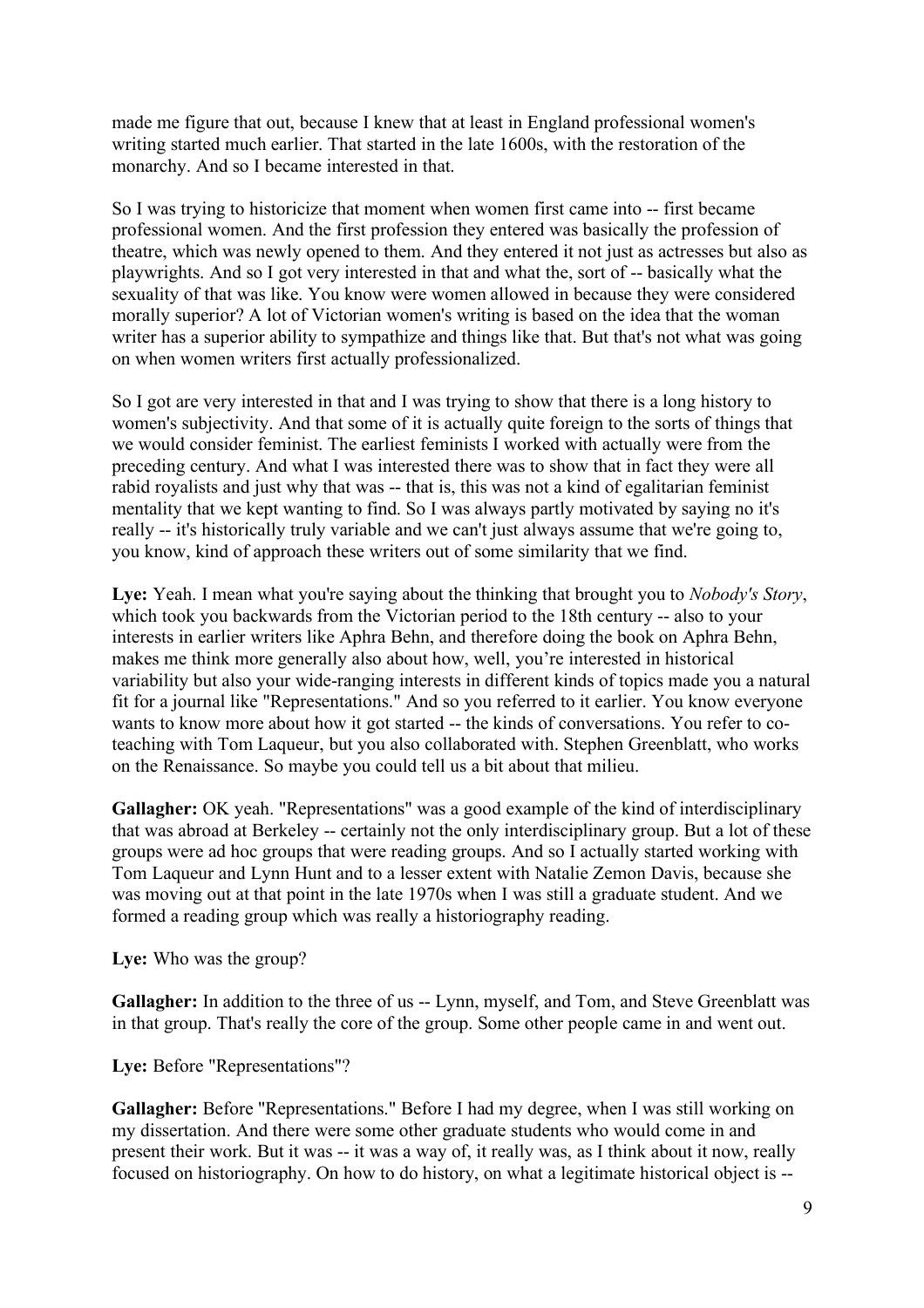made me figure that out, because I knew that at least in England professional women's writing started much earlier. That started in the late 1600s, with the restoration of the monarchy. And so I became interested in that.

So I was trying to historicize that moment when women first came into -- first became professional women. And the first profession they entered was basically the profession of theatre, which was newly opened to them. And they entered it not just as actresses but also as playwrights. And so I got very interested in that and what the, sort of -- basically what the sexuality of that was like. You know were women allowed in because they were considered morally superior? A lot of Victorian women's writing is based on the idea that the woman writer has a superior ability to sympathize and things like that. But that's not what was going on when women writers first actually professionalized.

So I got are very interested in that and I was trying to show that there is a long history to women's subjectivity. And that some of it is actually quite foreign to the sorts of things that we would consider feminist. The earliest feminists I worked with actually were from the preceding century. And what I was interested there was to show that in fact they were all rabid royalists and just why that was -- that is, this was not a kind of egalitarian feminist mentality that we kept wanting to find. So I was always partly motivated by saying no it's really -- it's historically truly variable and we can't just always assume that we're going to, you know, kind of approach these writers out of some similarity that we find.

**Lye:** Yeah. I mean what you're saying about the thinking that brought you to *Nobody's Story*, which took you backwards from the Victorian period to the 18th century -- also to your interests in earlier writers like Aphra Behn, and therefore doing the book on Aphra Behn, makes me think more generally also about how, well, you're interested in historical variability but also your wide-ranging interests in different kinds of topics made you a natural fit for a journal like "Representations." And so you referred to it earlier. You know everyone wants to know more about how it got started -- the kinds of conversations. You refer to co-teaching with Tom Laqueur, but you also collaborated with. Stephen Greenblatt, who works on the Renaissance. So maybe you could tell us a bit about that milieu.

**Gallagher:** OK yeah. "Representations" was a good example of the kind of interdisciplinary that was abroad at Berkeley -- certainly not the only interdisciplinary group. But a lot of these groups were ad hoc groups that were reading groups. And so I actually started working with Tom Laqueur and Lynn Hunt and to a lesser extent with Natalie Zemon Davis, because she was moving out at that point in the late 1970s when I was still a graduate student. And we formed a reading group which was really a historiography reading.

**Lye:** Who was the group?

**Gallagher:** In addition to the three of us -- Lynn, myself, and Tom, and Steve Greenblatt was in that group. That's really the core of the group. Some other people came in and went out.

**Lye:** Before "Representations"?

**Gallagher:** Before "Representations." Before I had my degree, when I was still working on my dissertation. And there were some other graduate students who would come in and present their work. But it was -- it was a way of, it really was, as I think about it now, really focused on historiography. On how to do history, on what a legitimate historical object is --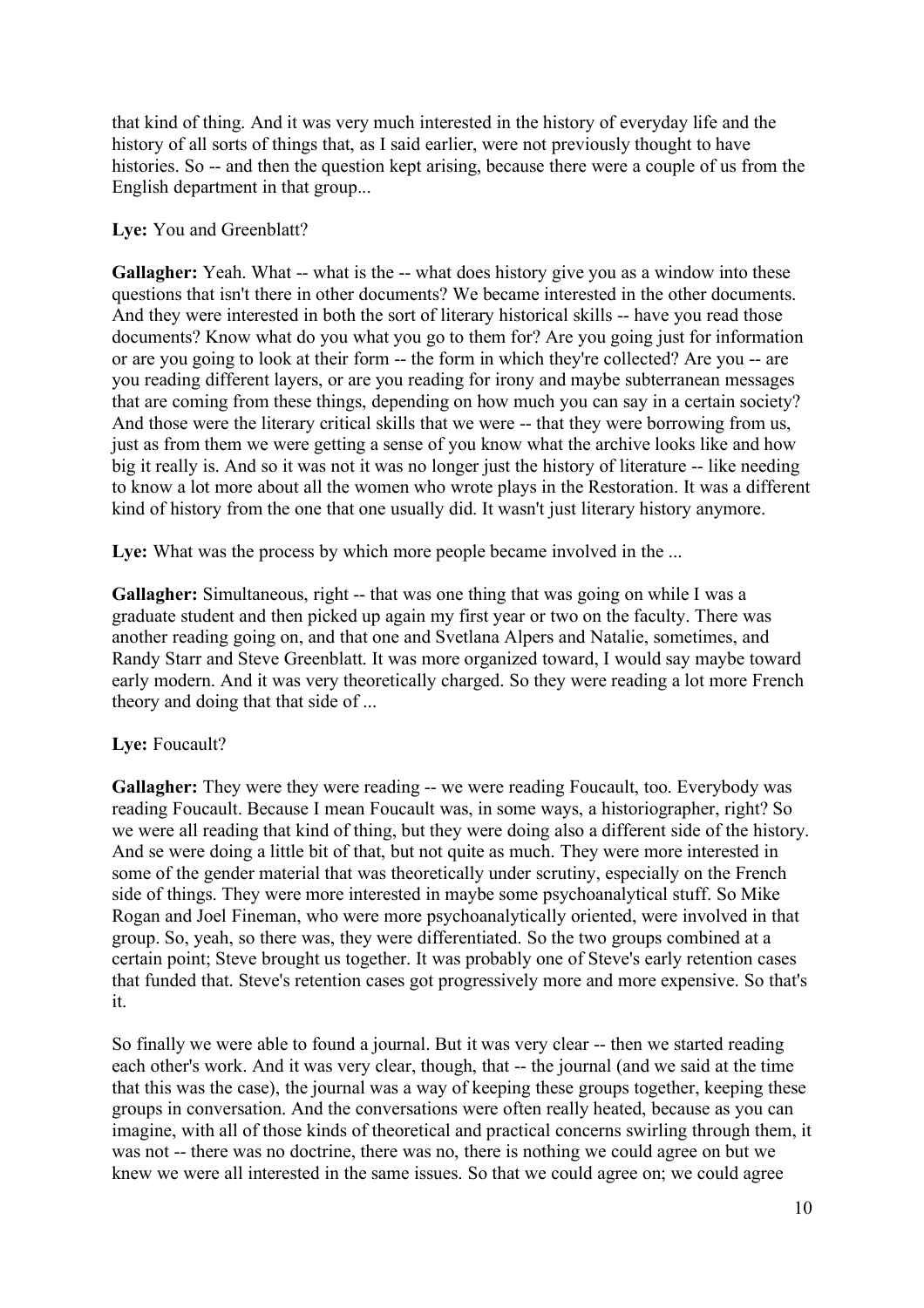that kind of thing. And it was very much interested in the history of everyday life and the history of all sorts of things that, as I said earlier, were not previously thought to have histories. So -- and then the question kept arising, because there were a couple of us from the English department in that group...

**Lye:** You and Greenblatt?

**Gallagher:** Yeah. What -- what is the -- what does history give you as a window into these questions that isn't there in other documents? We became interested in the other documents. And they were interested in both the sort of literary historical skills -- have you read those documents? Know what do you what you go to them for? Are you going just for information or are you going to look at their form -- the form in which they're collected? Are you -- are you reading different layers, or are you reading for irony and maybe subterranean messages that are coming from these things, depending on how much you can say in a certain society? And those were the literary critical skills that we were -- that they were borrowing from us, just as from them we were getting a sense of you know what the archive looks like and how big it really is. And so it was not it was no longer just the history of literature -- like needing to know a lot more about all the women who wrote plays in the Restoration. It was a different kind of history from the one that one usually did. It wasn't just literary history anymore.

**Lye:** What was the process by which more people became involved in the ...

**Gallagher:** Simultaneous, right -- that was one thing that was going on while I was a graduate student and then picked up again my first year or two on the faculty. There was another reading going on, and that one and Svetlana Alpers and Natalie, sometimes, and Randy Starr and Steve Greenblatt. It was more organized toward, I would say maybe toward early modern. And it was very theoretically charged. So they were reading a lot more French theory and doing that that side of ...

**Lye:** Foucault?

**Gallagher:** They were they were reading -- we were reading Foucault, too. Everybody was reading Foucault. Because I mean Foucault was, in some ways, a historiographer, right? So we were all reading that kind of thing, but they were doing also a different side of the history. And se were doing a little bit of that, but not quite as much. They were more interested in some of the gender material that was theoretically under scrutiny, especially on the French side of things. They were more interested in maybe some psychoanalytical stuff. So Mike Rogan and Joel Fineman, who were more psychoanalytically oriented, were involved in that group. So, yeah, so there was, they were differentiated. So the two groups combined at a certain point; Steve brought us together. It was probably one of Steve's early retention cases that funded that. Steve's retention cases got progressively more and more expensive. So that's it.

So finally we were able to found a journal. But it was very clear -- then we started reading each other's work. And it was very clear, though, that -- the journal (and we said at the time that this was the case), the journal was a way of keeping these groups together, keeping these groups in conversation. And the conversations were often really heated, because as you can imagine, with all of those kinds of theoretical and practical concerns swirling through them, it was not -- there was no doctrine, there was no, there is nothing we could agree on but we knew we were all interested in the same issues. So that we could agree on; we could agree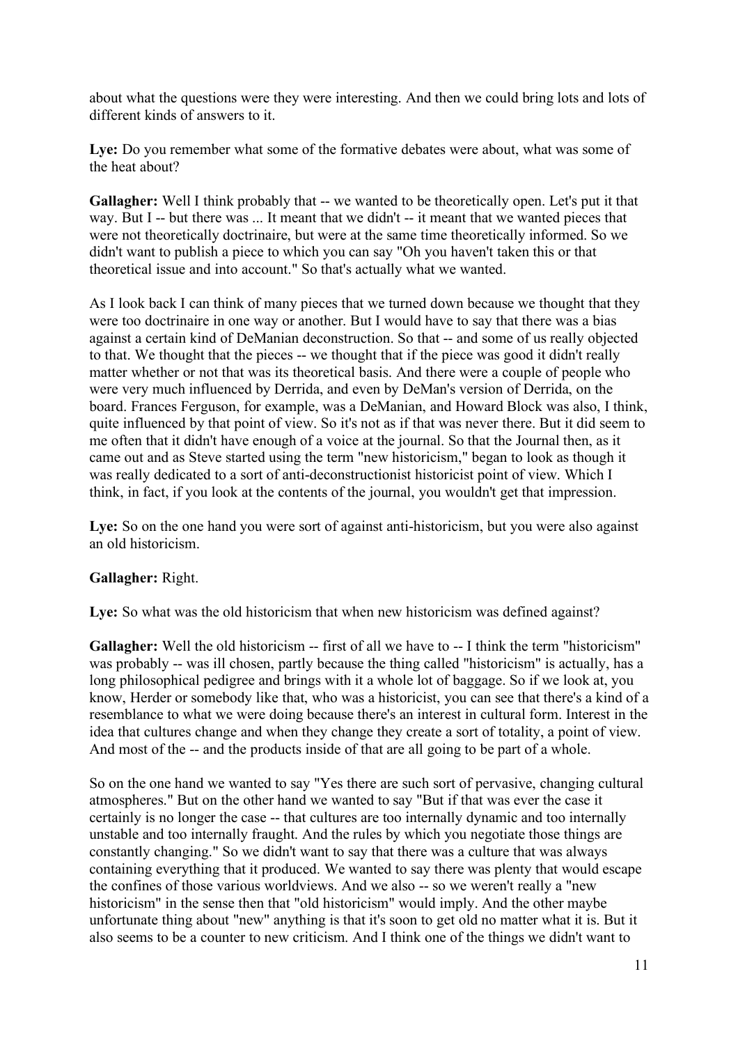about what the questions were they were interesting. And then we could bring lots and lots of different kinds of answers to it.

**Lye:** Do you remember what some of the formative debates were about, what was some of the heat about?

**Gallagher:** Well I think probably that -- we wanted to be theoretically open. Let's put it that way. But I -- but there was ... It meant that we didn't -- it meant that we wanted pieces that were not theoretically doctrinaire, but were at the same time theoretically informed. So we didn't want to publish a piece to which you can say "Oh you haven't taken this or that theoretical issue and into account." So that's actually what we wanted.

As I look back I can think of many pieces that we turned down because we thought that they were too doctrinaire in one way or another. But I would have to say that there was a bias against a certain kind of DeManian deconstruction. So that -- and some of us really objected to that. We thought that the pieces -- we thought that if the piece was good it didn't really matter whether or not that was its theoretical basis. And there were a couple of people who were very much influenced by Derrida, and even by DeMan's version of Derrida, on the board. Frances Ferguson, for example, was a DeManian, and Howard Block was also, I think, quite influenced by that point of view. So it's not as if that was never there. But it did seem to me often that it didn't have enough of a voice at the journal. So that the Journal then, as it came out and as Steve started using the term "new historicism," began to look as though it was really dedicated to a sort of anti-deconstructionist historicist point of view. Which I think, in fact, if you look at the contents of the journal, you wouldn't get that impression.

**Lye:** So on the one hand you were sort of against anti-historicism, but you were also against an old historicism.

**Gallagher:** Right.

**Lye:** So what was the old historicism that when new historicism was defined against?

**Gallagher:** Well the old historicism -- first of all we have to -- I think the term "historicism" was probably -- was ill chosen, partly because the thing called "historicism" is actually, has a long philosophical pedigree and brings with it a whole lot of baggage. So if we look at, you know, Herder or somebody like that, who was a historicist, you can see that there's a kind of a resemblance to what we were doing because there's an interest in cultural form. Interest in the idea that cultures change and when they change they create a sort of totality, a point of view. And most of the -- and the products inside of that are all going to be part of a whole.

So on the one hand we wanted to say "Yes there are such sort of pervasive, changing cultural atmospheres." But on the other hand we wanted to say "But if that was ever the case it certainly is no longer the case -- that cultures are too internally dynamic and too internally unstable and too internally fraught. And the rules by which you negotiate those things are constantly changing." So we didn't want to say that there was a culture that was always containing everything that it produced. We wanted to say there was plenty that would escape the confines of those various worldviews. And we also -- so we weren't really a "new historicism" in the sense then that "old historicism" would imply. And the other maybe unfortunate thing about "new" anything is that it's soon to get old no matter what it is. But it also seems to be a counter to new criticism. And I think one of the things we didn't want to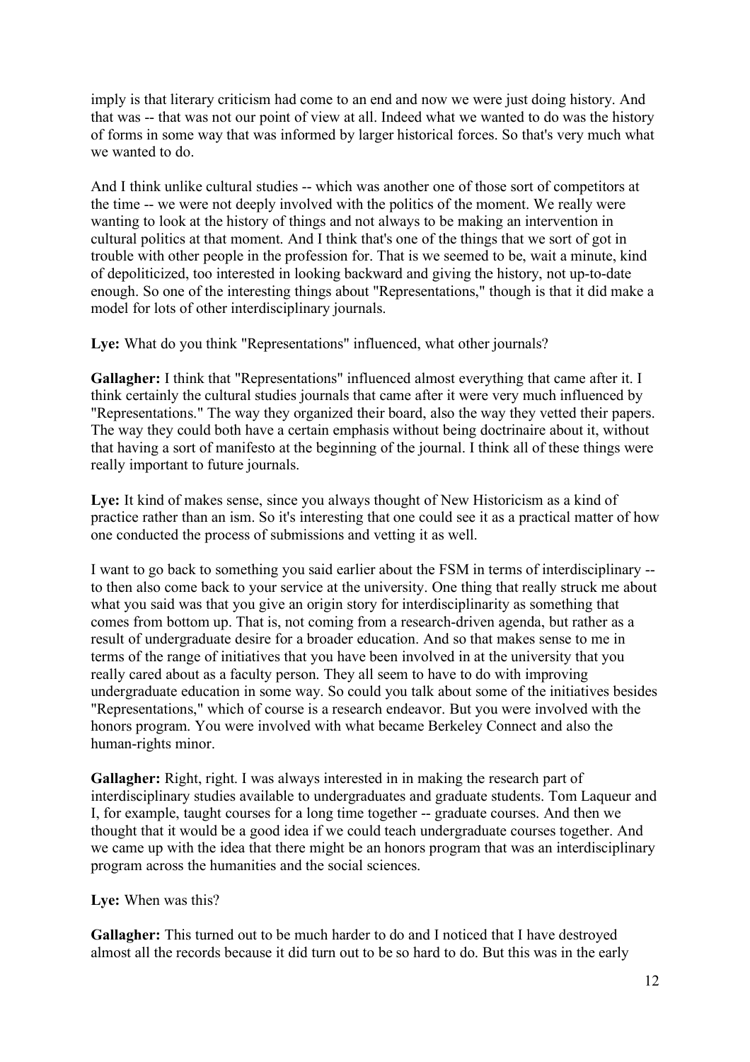imply is that literary criticism had come to an end and now we were just doing history. And that was -- that was not our point of view at all. Indeed what we wanted to do was the history of forms in some way that was informed by larger historical forces. So that's very much what we wanted to do.

And I think unlike cultural studies -- which was another one of those sort of competitors at the time -- we were not deeply involved with the politics of the moment. We really were wanting to look at the history of things and not always to be making an intervention in cultural politics at that moment. And I think that's one of the things that we sort of got in trouble with other people in the profession for. That is we seemed to be, wait a minute, kind of depoliticized, too interested in looking backward and giving the history, not up-to-date enough. So one of the interesting things about "Representations," though is that it did make a model for lots of other interdisciplinary journals.

**Lye:** What do you think "Representations" influenced, what other journals?

**Gallagher:** I think that "Representations" influenced almost everything that came after it. I think certainly the cultural studies journals that came after it were very much influenced by "Representations." The way they organized their board, also the way they vetted their papers. The way they could both have a certain emphasis without being doctrinaire about it, without that having a sort of manifesto at the beginning of the journal. I think all of these things were really important to future journals.

**Lye:** It kind of makes sense, since you always thought of New Historicism as a kind of practice rather than an ism. So it's interesting that one could see it as a practical matter of how one conducted the process of submissions and vetting it as well.

I want to go back to something you said earlier about the FSM in terms of interdisciplinary -- to then also come back to your service at the university. One thing that really struck me about what you said was that you give an origin story for interdisciplinarity as something that comes from bottom up. That is, not coming from a research-driven agenda, but rather as a result of undergraduate desire for a broader education. And so that makes sense to me in terms of the range of initiatives that you have been involved in at the university that you really cared about as a faculty person. They all seem to have to do with improving undergraduate education in some way. So could you talk about some of the initiatives besides "Representations," which of course is a research endeavor. But you were involved with the honors program. You were involved with what became Berkeley Connect and also the human-rights minor.

**Gallagher:** Right, right. I was always interested in in making the research part of interdisciplinary studies available to undergraduates and graduate students. Tom Laqueur and I, for example, taught courses for a long time together -- graduate courses. And then we thought that it would be a good idea if we could teach undergraduate courses together. And we came up with the idea that there might be an honors program that was an interdisciplinary program across the humanities and the social sciences.

**Lye:** When was this?

**Gallagher:** This turned out to be much harder to do and I noticed that I have destroyed almost all the records because it did turn out to be so hard to do. But this was in the early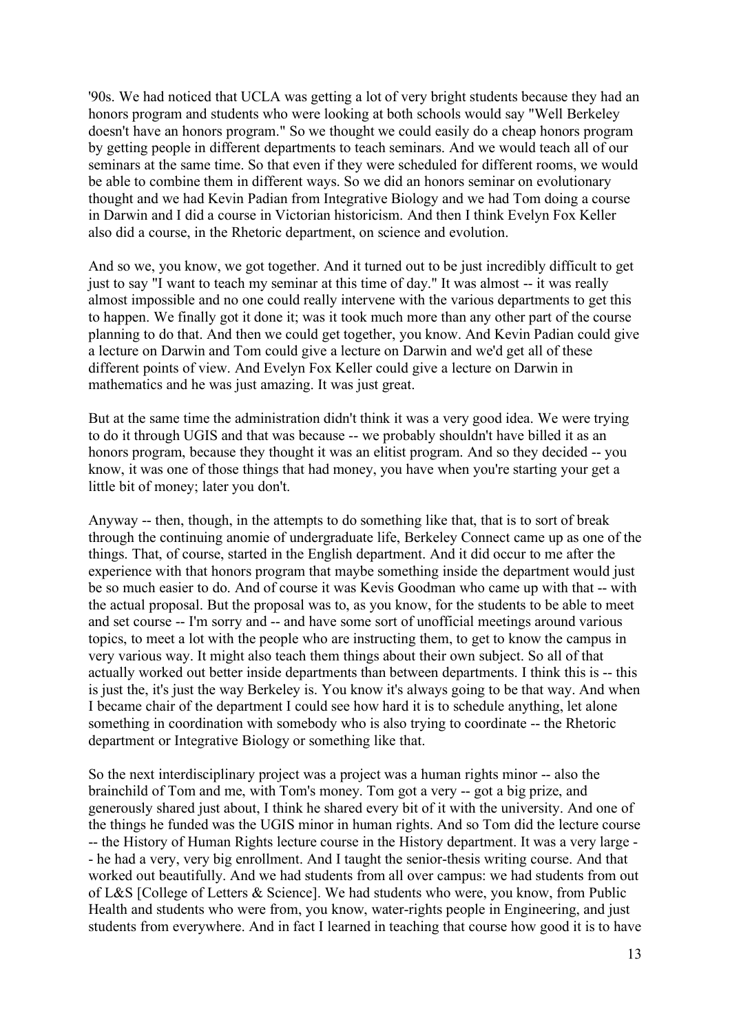'90s. We had noticed that UCLA was getting a lot of very bright students because they had an honors program and students who were looking at both schools would say "Well Berkeley doesn't have an honors program." So we thought we could easily do a cheap honors program by getting people in different departments to teach seminars. And we would teach all of our seminars at the same time. So that even if they were scheduled for different rooms, we would be able to combine them in different ways. So we did an honors seminar on evolutionary thought and we had Kevin Padian from Integrative Biology and we had Tom doing a course in Darwin and I did a course in Victorian historicism. And then I think Evelyn Fox Keller also did a course, in the Rhetoric department, on science and evolution.

And so we, you know, we got together. And it turned out to be just incredibly difficult to get just to say "I want to teach my seminar at this time of day." It was almost -- it was really almost impossible and no one could really intervene with the various departments to get this to happen. We finally got it done it; was it took much more than any other part of the course planning to do that. And then we could get together, you know. And Kevin Padian could give a lecture on Darwin and Tom could give a lecture on Darwin and we'd get all of these different points of view. And Evelyn Fox Keller could give a lecture on Darwin in mathematics and he was just amazing. It was just great.

But at the same time the administration didn't think it was a very good idea. We were trying to do it through UGIS and that was because -- we probably shouldn't have billed it as an honors program, because they thought it was an elitist program. And so they decided -- you know, it was one of those things that had money, you have when you're starting your get a little bit of money; later you don't.

Anyway -- then, though, in the attempts to do something like that, that is to sort of break through the continuing anomie of undergraduate life, Berkeley Connect came up as one of the things. That, of course, started in the English department. And it did occur to me after the experience with that honors program that maybe something inside the department would just be so much easier to do. And of course it was Kevis Goodman who came up with that -- with the actual proposal. But the proposal was to, as you know, for the students to be able to meet and set course -- I'm sorry and -- and have some sort of unofficial meetings around various topics, to meet a lot with the people who are instructing them, to get to know the campus in very various way. It might also teach them things about their own subject. So all of that actually worked out better inside departments than between departments. I think this is -- this is just the, it's just the way Berkeley is. You know it's always going to be that way. And when I became chair of the department I could see how hard it is to schedule anything, let alone something in coordination with somebody who is also trying to coordinate -- the Rhetoric department or Integrative Biology or something like that.

So the next interdisciplinary project was a project was a human rights minor -- also the brainchild of Tom and me, with Tom's money. Tom got a very -- got a big prize, and generously shared just about, I think he shared every bit of it with the university. And one of the things he funded was the UGIS minor in human rights. And so Tom did the lecture course -- the History of Human Rights lecture course in the History department. It was a very large -- he had a very, very big enrollment. And I taught the senior-thesis writing course. And that worked out beautifully. And we had students from all over campus: we had students from out of L&S [College of Letters & Science]. We had students who were, you know, from Public Health and students who were from, you know, water-rights people in Engineering, and just students from everywhere. And in fact I learned in teaching that course how good it is to have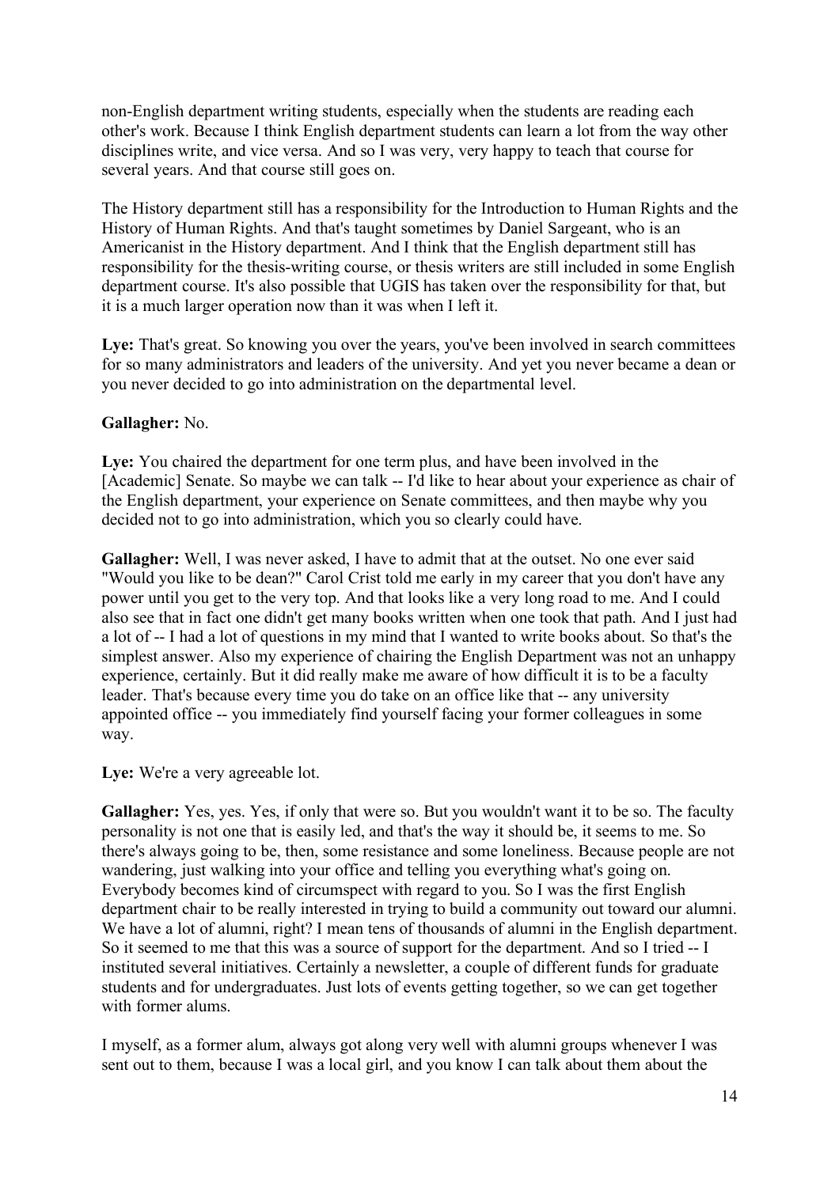non-English department writing students, especially when the students are reading each other's work. Because I think English department students can learn a lot from the way other disciplines write, and vice versa. And so I was very, very happy to teach that course for several years. And that course still goes on.

The History department still has a responsibility for the Introduction to Human Rights and the History of Human Rights. And that's taught sometimes by Daniel Sargeant, who is an Americanist in the History department. And I think that the English department still has responsibility for the thesis-writing course, or thesis writers are still included in some English department course. It's also possible that UGIS has taken over the responsibility for that, but it is a much larger operation now than it was when I left it.

**Lye:** That's great. So knowing you over the years, you've been involved in search committees for so many administrators and leaders of the university. And yet you never became a dean or you never decided to go into administration on the departmental level.

**Gallagher:** No.

**Lye:** You chaired the department for one term plus, and have been involved in the [Academic] Senate. So maybe we can talk -- I'd like to hear about your experience as chair of the English department, your experience on Senate committees, and then maybe why you decided not to go into administration, which you so clearly could have.

**Gallagher:** Well, I was never asked, I have to admit that at the outset. No one ever said "Would you like to be dean?" Carol Crist told me early in my career that you don't have any power until you get to the very top. And that looks like a very long road to me. And I could also see that in fact one didn't get many books written when one took that path. And I just had a lot of -- I had a lot of questions in my mind that I wanted to write books about. So that's the simplest answer. Also my experience of chairing the English Department was not an unhappy experience, certainly. But it did really make me aware of how difficult it is to be a faculty leader. That's because every time you do take on an office like that -- any university appointed office -- you immediately find yourself facing your former colleagues in some way.

**Lye:** We're a very agreeable lot.

**Gallagher:** Yes, yes. Yes, if only that were so. But you wouldn't want it to be so. The faculty personality is not one that is easily led, and that's the way it should be, it seems to me. So there's always going to be, then, some resistance and some loneliness. Because people are not wandering, just walking into your office and telling you everything what's going on. Everybody becomes kind of circumspect with regard to you. So I was the first English department chair to be really interested in trying to build a community out toward our alumni. We have a lot of alumni, right? I mean tens of thousands of alumni in the English department. So it seemed to me that this was a source of support for the department. And so I tried -- I instituted several initiatives. Certainly a newsletter, a couple of different funds for graduate students and for undergraduates. Just lots of events getting together, so we can get together with former alums.

I myself, as a former alum, always got along very well with alumni groups whenever I was sent out to them, because I was a local girl, and you know I can talk about them about the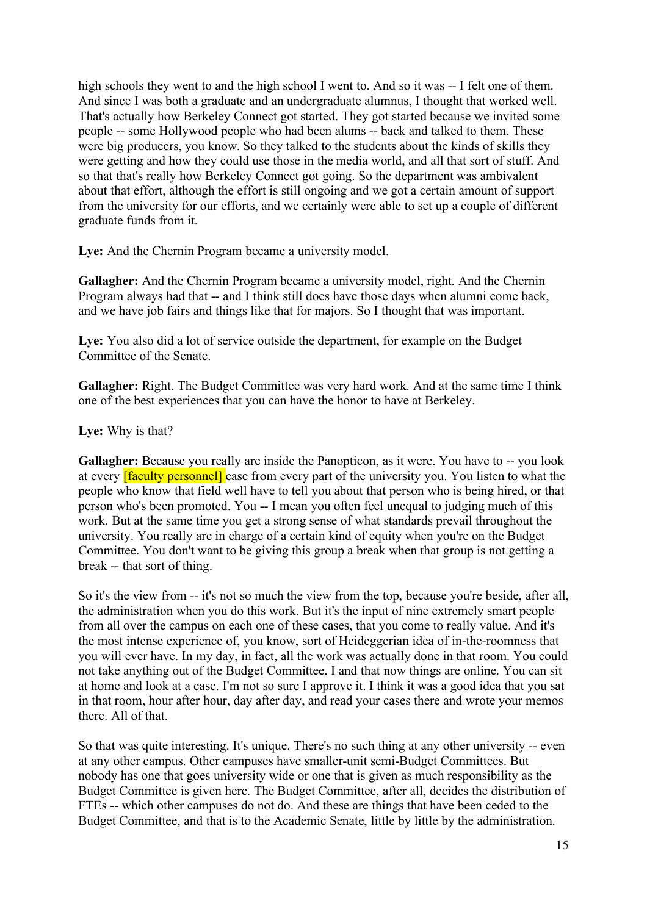high schools they went to and the high school I went to. And so it was -- I felt one of them. And since I was both a graduate and an undergraduate alumnus, I thought that worked well. That's actually how Berkeley Connect got started. They got started because we invited some people -- some Hollywood people who had been alums -- back and talked to them. These were big producers, you know. So they talked to the students about the kinds of skills they were getting and how they could use those in the media world, and all that sort of stuff. And so that that's really how Berkeley Connect got going. So the department was ambivalent about that effort, although the effort is still ongoing and we got a certain amount of support from the university for our efforts, and we certainly were able to set up a couple of different graduate funds from it.

**Lye:** And the Chernin Program became a university model.

**Gallagher:** And the Chernin Program became a university model, right. And the Chernin Program always had that -- and I think still does have those days when alumni come back, and we have job fairs and things like that for majors. So I thought that was important.

**Lye:** You also did a lot of service outside the department, for example on the Budget Committee of the Senate.

**Gallagher:** Right. The Budget Committee was very hard work. And at the same time I think one of the best experiences that you can have the honor to have at Berkeley.

**Lye:** Why is that?

**Gallagher:** Because you really are inside the Panopticon, as it were. You have to -- you look at every [faculty personnel] case from every part of the university you. You listen to what the people who know that field well have to tell you about that person who is being hired, or that person who's been promoted. You -- I mean you often feel unequal to judging much of this work. But at the same time you get a strong sense of what standards prevail throughout the university. You really are in charge of a certain kind of equity when you're on the Budget Committee. You don't want to be giving this group a break when that group is not getting a break -- that sort of thing.

So it's the view from -- it's not so much the view from the top, because you're beside, after all, the administration when you do this work. But it's the input of nine extremely smart people from all over the campus on each one of these cases, that you come to really value. And it's the most intense experience of, you know, sort of Heideggerian idea of in-the-roomness that you will ever have. In my day, in fact, all the work was actually done in that room. You could not take anything out of the Budget Committee. I and that now things are online. You can sit at home and look at a case. I'm not so sure I approve it. I think it was a good idea that you sat in that room, hour after hour, day after day, and read your cases there and wrote your memos there. All of that.

So that was quite interesting. It's unique. There's no such thing at any other university -- even at any other campus. Other campuses have smaller-unit semi-Budget Committees. But nobody has one that goes university wide or one that is given as much responsibility as the Budget Committee is given here. The Budget Committee, after all, decides the distribution of FTEs -- which other campuses do not do. And these are things that have been ceded to the Budget Committee, and that is to the Academic Senate, little by little by the administration.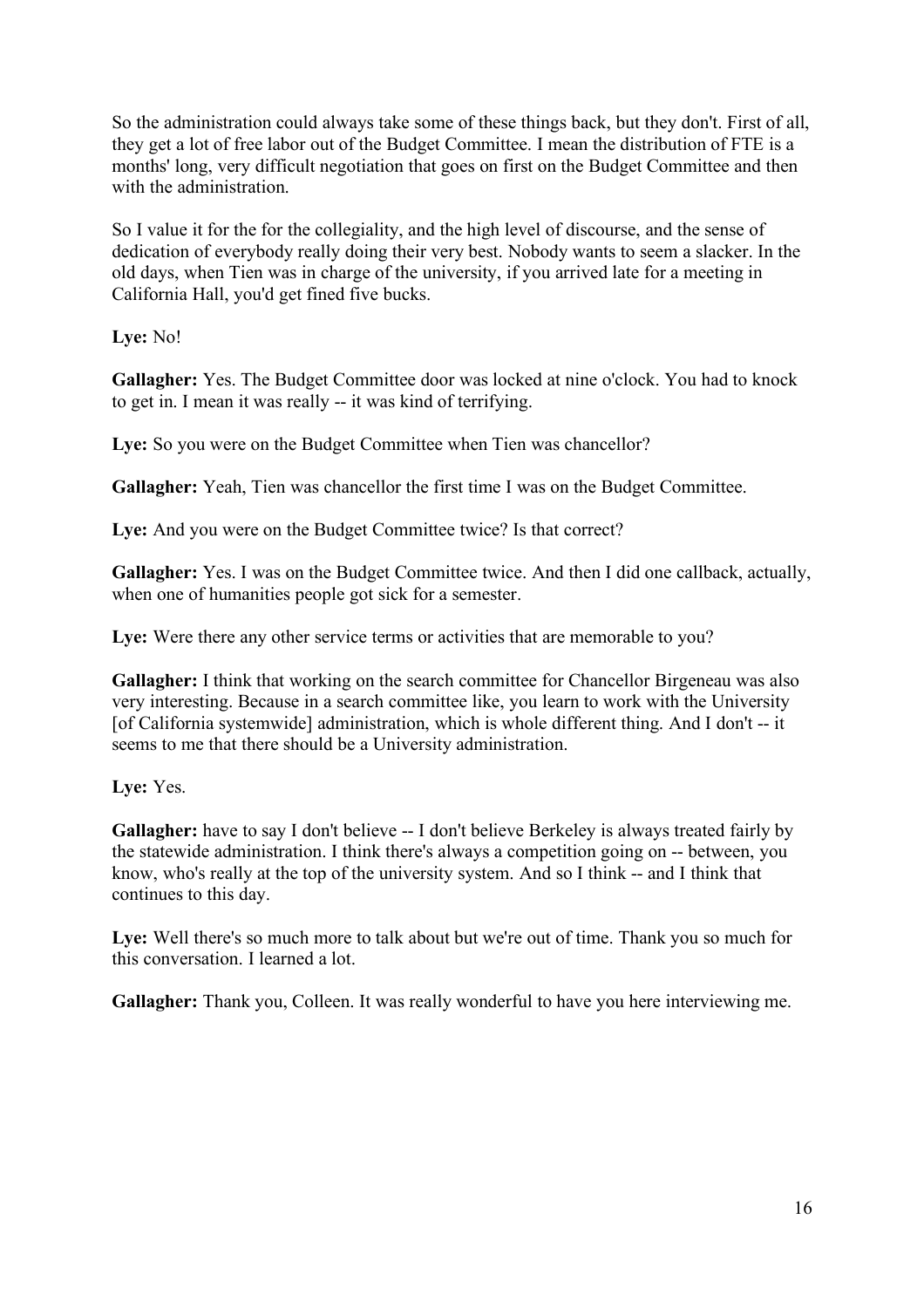So the administration could always take some of these things back, but they don't. First of all, they get a lot of free labor out of the Budget Committee. I mean the distribution of FTE is a months' long, very difficult negotiation that goes on first on the Budget Committee and then with the administration.

So I value it for the for the collegiality, and the high level of discourse, and the sense of dedication of everybody really doing their very best. Nobody wants to seem a slacker. In the old days, when Tien was in charge of the university, if you arrived late for a meeting in California Hall, you'd get fined five bucks.

**Lye:** No!

**Gallagher:** Yes. The Budget Committee door was locked at nine o'clock. You had to knock to get in. I mean it was really -- it was kind of terrifying.

**Lye:** So you were on the Budget Committee when Tien was chancellor?

**Gallagher:** Yeah, Tien was chancellor the first time I was on the Budget Committee.

**Lye:** And you were on the Budget Committee twice? Is that correct?

**Gallagher:** Yes. I was on the Budget Committee twice. And then I did one callback, actually, when one of humanities people got sick for a semester.

**Lye:** Were there any other service terms or activities that are memorable to you?

**Gallagher:** I think that working on the search committee for Chancellor Birgeneau was also very interesting. Because in a search committee like, you learn to work with the University [of California systemwide] administration, which is whole different thing. And I don't -- it seems to me that there should be a University administration.

**Lye:** Yes.

**Gallagher:** have to say I don't believe -- I don't believe Berkeley is always treated fairly by the statewide administration. I think there's always a competition going on -- between, you know, who's really at the top of the university system. And so I think -- and I think that continues to this day.

**Lye:** Well there's so much more to talk about but we're out of time. Thank you so much for this conversation. I learned a lot.

**Gallagher:** Thank you, Colleen. It was really wonderful to have you here interviewing me.